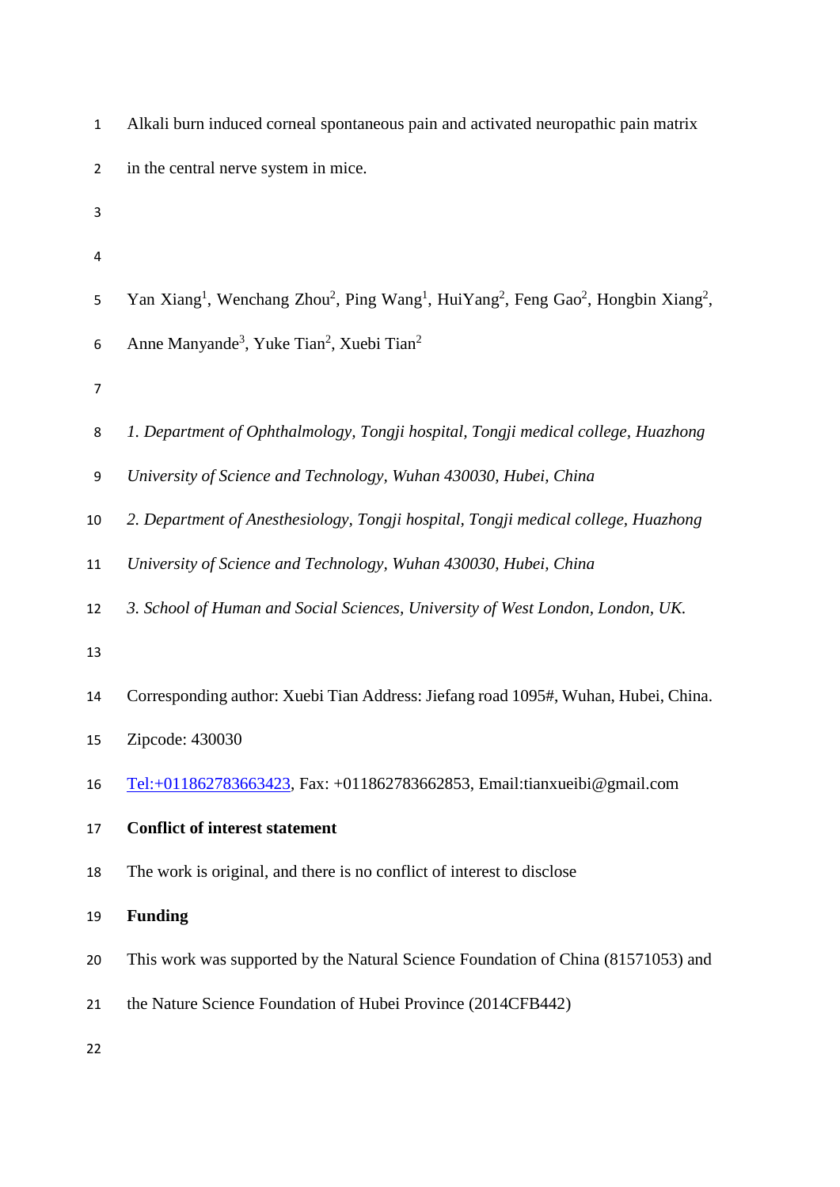# Alkali burn induced corneal spontaneous pain and activated neuropathic pain matrix in the central nerve system in mice.

Yan Xiang[1], Wenchang Zhou[2], Ping Wang[1], HuiYang[2], Feng Gao[2], Hongbin Xiang[2], Anne Manyande[3], Yuke Tian[2], Xuebi Tian[2]

*1. Department of Ophthalmology, Tongji hospital, Tongji medical college, Huazhong University of Science and Technology, Wuhan 430030, Hubei, China*

*2. Department of Anesthesiology, Tongji hospital, Tongji medical college, Huazhong University of Science and Technology, Wuhan 430030, Hubei, China*

*3. School of Human and Social Sciences, University of West London, London, UK.*

Corresponding author: Xuebi Tian Address: Jiefang road 1095#, Wuhan, Hubei, China. Zipcode: 430030

Tel:+011862783663423, Fax: +011862783662853, Email:tianxueibi@gmail.com

**Conflict of interest statement**

The work is original, and there is no conflict of interest to disclose

**Funding**

This work was supported by the Natural Science Foundation of China (81571053) and the Nature Science Foundation of Hubei Province (2014CFB442)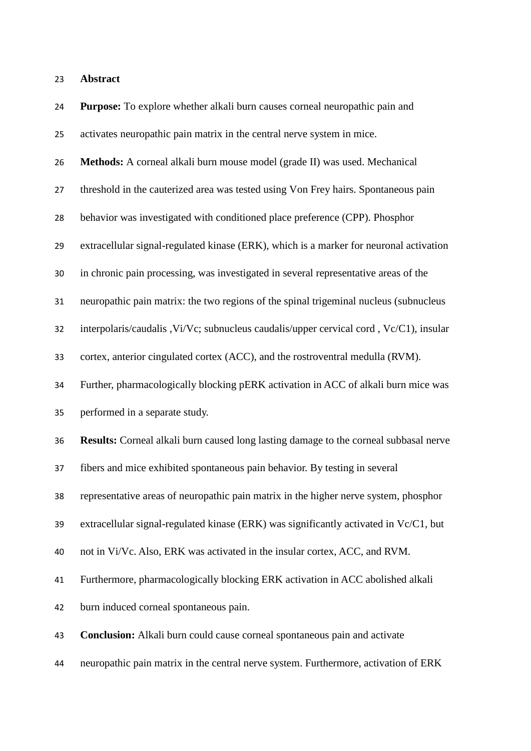## Abstract

**Purpose:** To explore whether alkali burn causes corneal neuropathic pain and activates neuropathic pain matrix in the central nerve system in mice.

**Methods:** A corneal alkali burn mouse model (grade II) was used. Mechanical threshold in the cauterized area was tested using Von Frey hairs. Spontaneous pain behavior was investigated with conditioned place preference (CPP). Phosphor extracellular signal-regulated kinase (ERK), which is a marker for neuronal activation in chronic pain processing, was investigated in several representative areas of the neuropathic pain matrix: the two regions of the spinal trigeminal nucleus (subnucleus interpolaris/caudalis ,Vi/Vc; subnucleus caudalis/upper cervical cord , Vc/C1), insular cortex, anterior cingulated cortex (ACC), and the rostroventral medulla (RVM). Further, pharmacologically blocking pERK activation in ACC of alkali burn mice was performed in a separate study.

**Results:** Corneal alkali burn caused long lasting damage to the corneal subbasal nerve fibers and mice exhibited spontaneous pain behavior. By testing in several representative areas of neuropathic pain matrix in the higher nerve system, phosphor extracellular signal-regulated kinase (ERK) was significantly activated in Vc/C1, but not in Vi/Vc. Also, ERK was activated in the insular cortex, ACC, and RVM. Furthermore, pharmacologically blocking ERK activation in ACC abolished alkali burn induced corneal spontaneous pain.

**Conclusion:** Alkali burn could cause corneal spontaneous pain and activate neuropathic pain matrix in the central nerve system. Furthermore, activation of ERK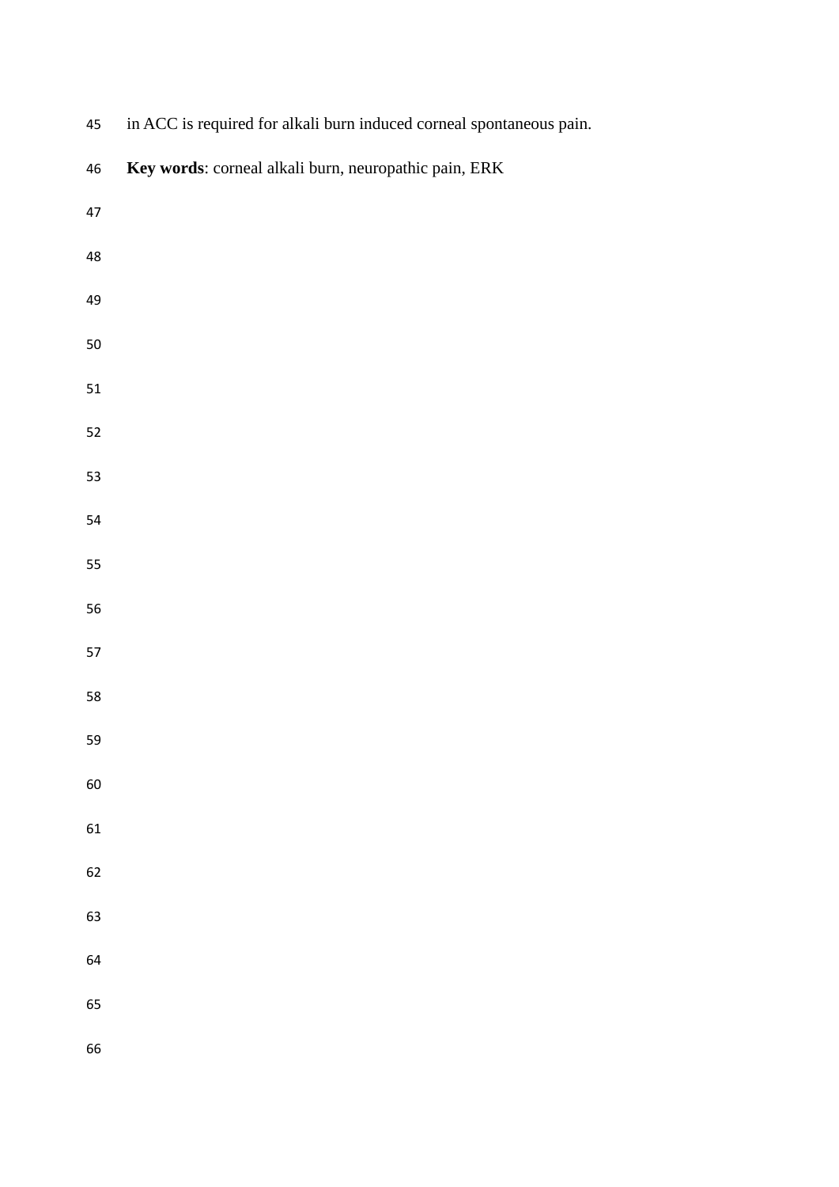in ACC is required for alkali burn induced corneal spontaneous pain.

**Key words**: corneal alkali burn, neuropathic pain, ERK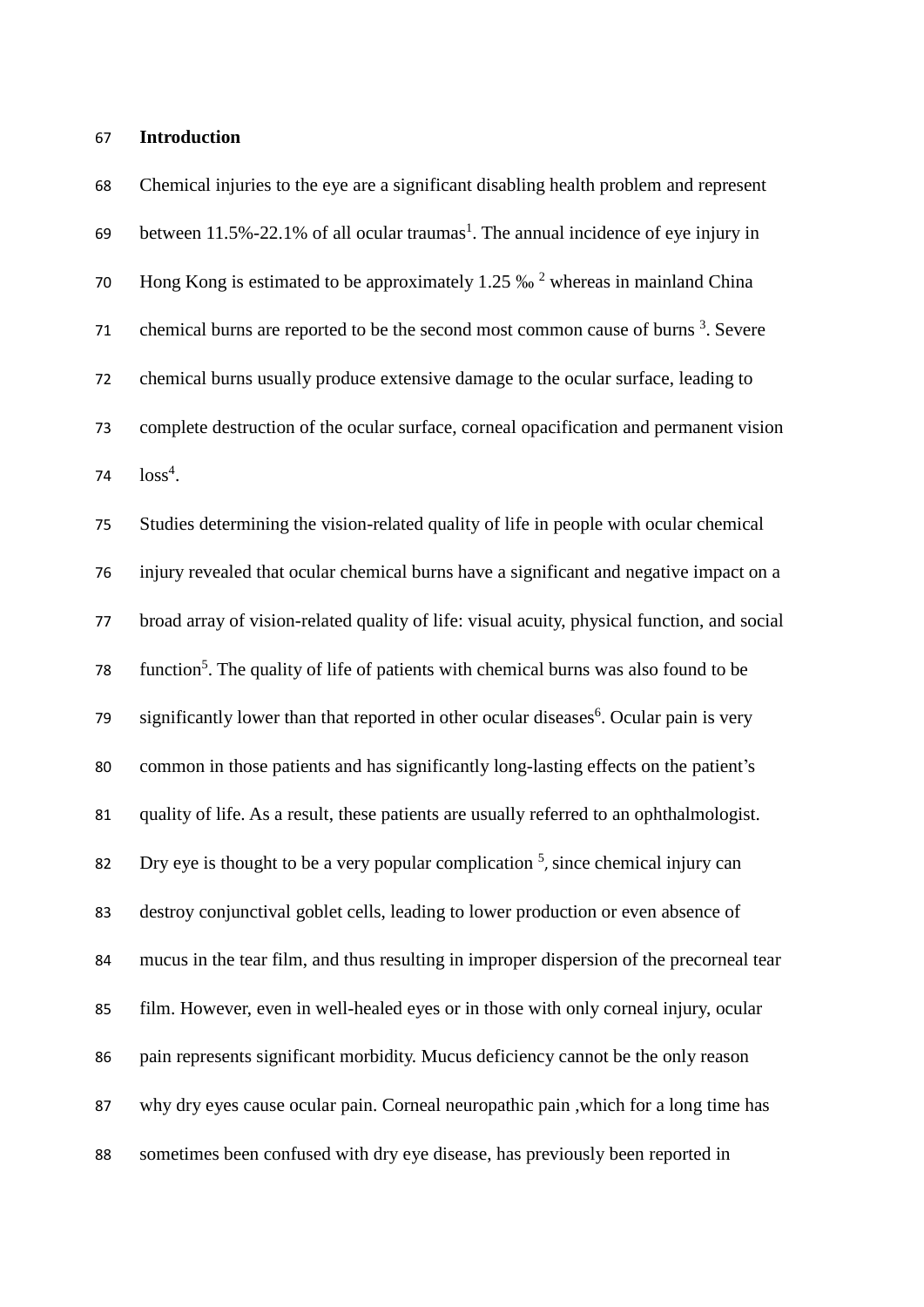## Introduction

Chemical injuries to the eye are a significant disabling health problem and represent between 11.5%-22.1% of all ocular traumas[1]. The annual incidence of eye injury in Hong Kong is estimated to be approximately 1.25 ‰ [2] whereas in mainland China chemical burns are reported to be the second most common cause of burns [3]. Severe chemical burns usually produce extensive damage to the ocular surface, leading to complete destruction of the ocular surface, corneal opacification and permanent vision loss[4].

Studies determining the vision-related quality of life in people with ocular chemical injury revealed that ocular chemical burns have a significant and negative impact on a broad array of vision-related quality of life: visual acuity, physical function, and social function[5]. The quality of life of patients with chemical burns was also found to be significantly lower than that reported in other ocular diseases[6]. Ocular pain is very common in those patients and has significantly long-lasting effects on the patient's quality of life. As a result, these patients are usually referred to an ophthalmologist. Dry eye is thought to be a very popular complication [5], since chemical injury can destroy conjunctival goblet cells, leading to lower production or even absence of mucus in the tear film, and thus resulting in improper dispersion of the precorneal tear film. However, even in well-healed eyes or in those with only corneal injury, ocular pain represents significant morbidity. Mucus deficiency cannot be the only reason why dry eyes cause ocular pain. Corneal neuropathic pain ,which for a long time has sometimes been confused with dry eye disease, has previously been reported in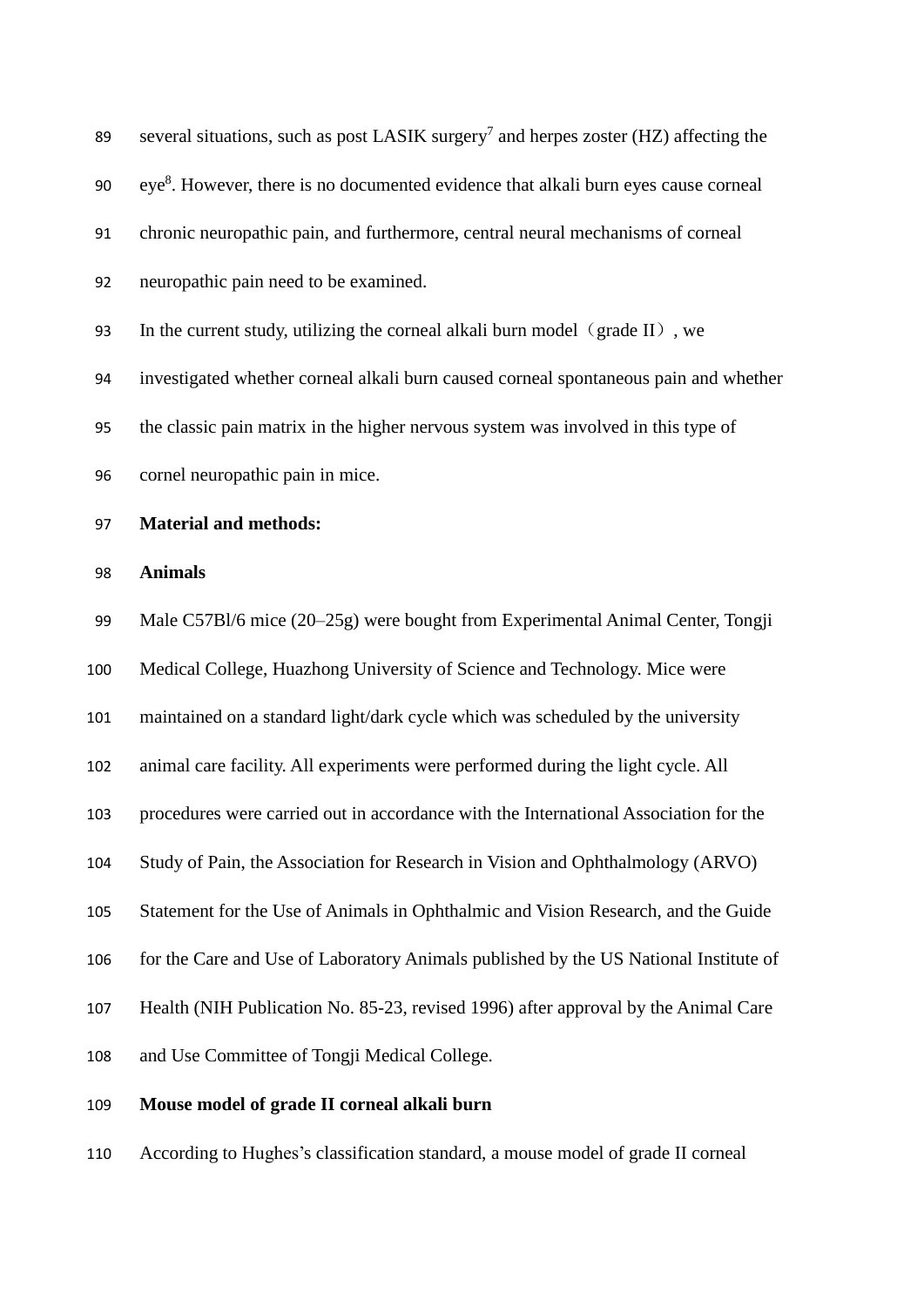several situations, such as post LASIK surgery[7] and herpes zoster (HZ) affecting the eye[8]. However, there is no documented evidence that alkali burn eyes cause corneal chronic neuropathic pain, and furthermore, central neural mechanisms of corneal neuropathic pain need to be examined.

In the current study, utilizing the corneal alkali burn model（grade II）, we investigated whether corneal alkali burn caused corneal spontaneous pain and whether the classic pain matrix in the higher nervous system was involved in this type of cornel neuropathic pain in mice.

**Material and methods:**

**Animals**

Male C57Bl/6 mice (20–25g) were bought from Experimental Animal Center, Tongji Medical College, Huazhong University of Science and Technology. Mice were maintained on a standard light/dark cycle which was scheduled by the university animal care facility. All experiments were performed during the light cycle. All procedures were carried out in accordance with the International Association for the Study of Pain, the Association for Research in Vision and Ophthalmology (ARVO) Statement for the Use of Animals in Ophthalmic and Vision Research, and the Guide for the Care and Use of Laboratory Animals published by the US National Institute of Health (NIH Publication No. 85-23, revised 1996) after approval by the Animal Care and Use Committee of Tongji Medical College.

**Mouse model of grade II corneal alkali burn**

According to Hughes's classification standard, a mouse model of grade II corneal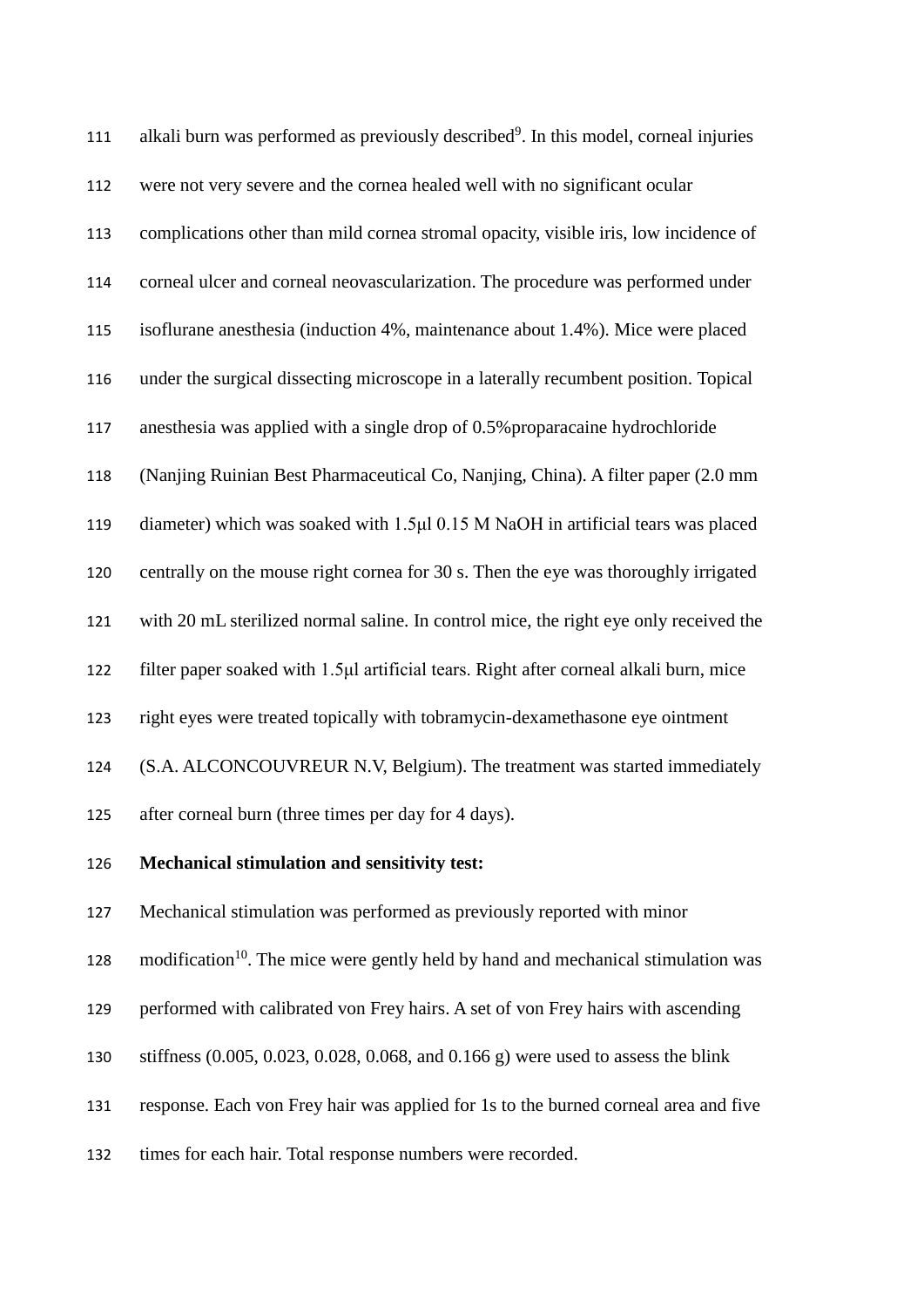alkali burn was performed as previously described[9]. In this model, corneal injuries were not very severe and the cornea healed well with no significant ocular complications other than mild cornea stromal opacity, visible iris, low incidence of corneal ulcer and corneal neovascularization. The procedure was performed under isoflurane anesthesia (induction 4%, maintenance about 1.4%). Mice were placed under the surgical dissecting microscope in a laterally recumbent position. Topical anesthesia was applied with a single drop of 0.5%proparacaine hydrochloride (Nanjing Ruinian Best Pharmaceutical Co, Nanjing, China). A filter paper (2.0 mm diameter) which was soaked with 1.5μl 0.15 M NaOH in artificial tears was placed centrally on the mouse right cornea for 30 s. Then the eye was thoroughly irrigated with 20 mL sterilized normal saline. In control mice, the right eye only received the filter paper soaked with 1.5μl artificial tears. Right after corneal alkali burn, mice right eyes were treated topically with tobramycin-dexamethasone eye ointment (S.A. ALCONCOUVREUR N.V, Belgium). The treatment was started immediately after corneal burn (three times per day for 4 days).

**Mechanical stimulation and sensitivity test:**

Mechanical stimulation was performed as previously reported with minor modification[10]. The mice were gently held by hand and mechanical stimulation was performed with calibrated von Frey hairs. A set of von Frey hairs with ascending stiffness (0.005, 0.023, 0.028, 0.068, and 0.166 g) were used to assess the blink response. Each von Frey hair was applied for 1s to the burned corneal area and five times for each hair. Total response numbers were recorded.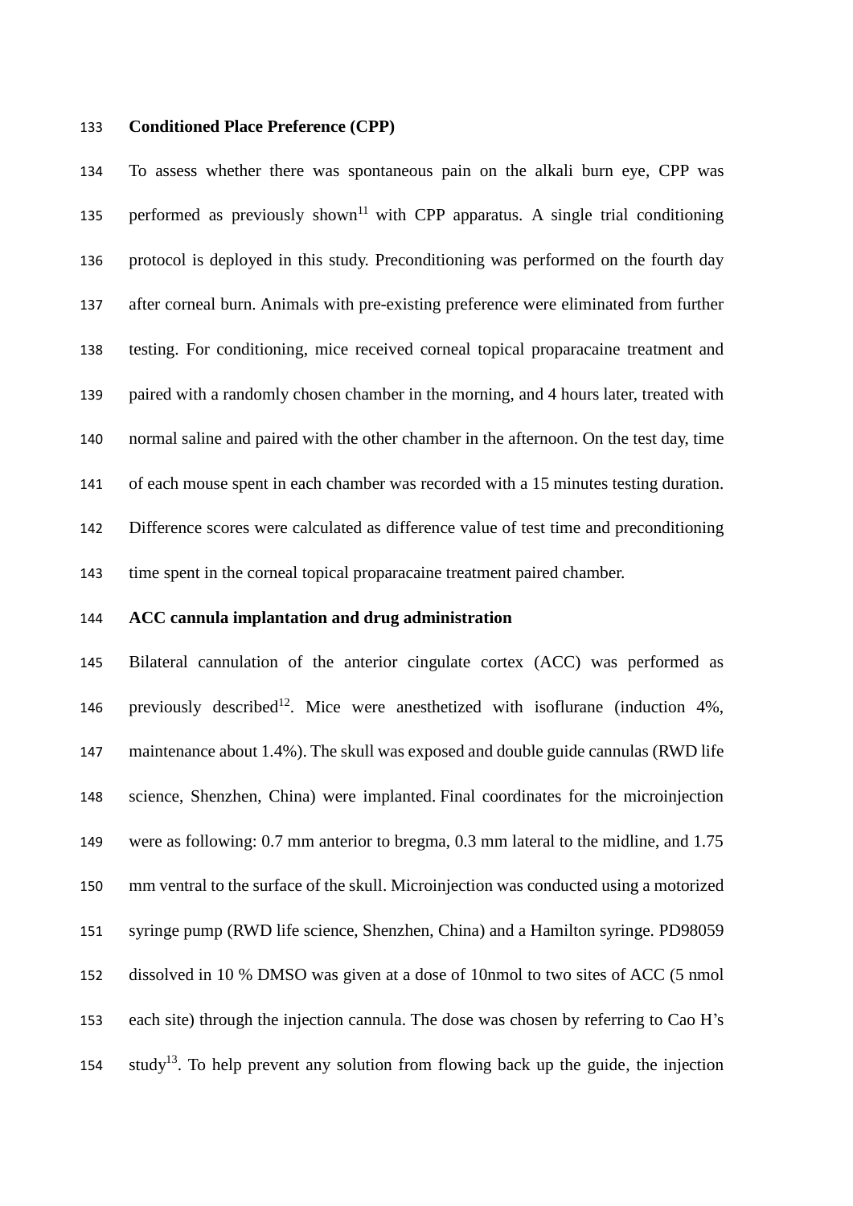## Conditioned Place Preference (CPP)

To assess whether there was spontaneous pain on the alkali burn eye, CPP was performed as previously shown[11] with CPP apparatus. A single trial conditioning protocol is deployed in this study. Preconditioning was performed on the fourth day after corneal burn. Animals with pre-existing preference were eliminated from further testing. For conditioning, mice received corneal topical proparacaine treatment and paired with a randomly chosen chamber in the morning, and 4 hours later, treated with normal saline and paired with the other chamber in the afternoon. On the test day, time of each mouse spent in each chamber was recorded with a 15 minutes testing duration. Difference scores were calculated as difference value of test time and preconditioning time spent in the corneal topical proparacaine treatment paired chamber.

## ACC cannula implantation and drug administration

Bilateral cannulation of the anterior cingulate cortex (ACC) was performed as previously described[12]. Mice were anesthetized with isoflurane (induction 4%, maintenance about 1.4%). The skull was exposed and double guide cannulas (RWD life science, Shenzhen, China) were implanted. Final coordinates for the microinjection were as following: 0.7 mm anterior to bregma, 0.3 mm lateral to the midline, and 1.75 mm ventral to the surface of the skull. Microinjection was conducted using a motorized syringe pump (RWD life science, Shenzhen, China) and a Hamilton syringe. PD98059 dissolved in 10 % DMSO was given at a dose of 10nmol to two sites of ACC (5 nmol each site) through the injection cannula. The dose was chosen by referring to Cao H's study[13]. To help prevent any solution from flowing back up the guide, the injection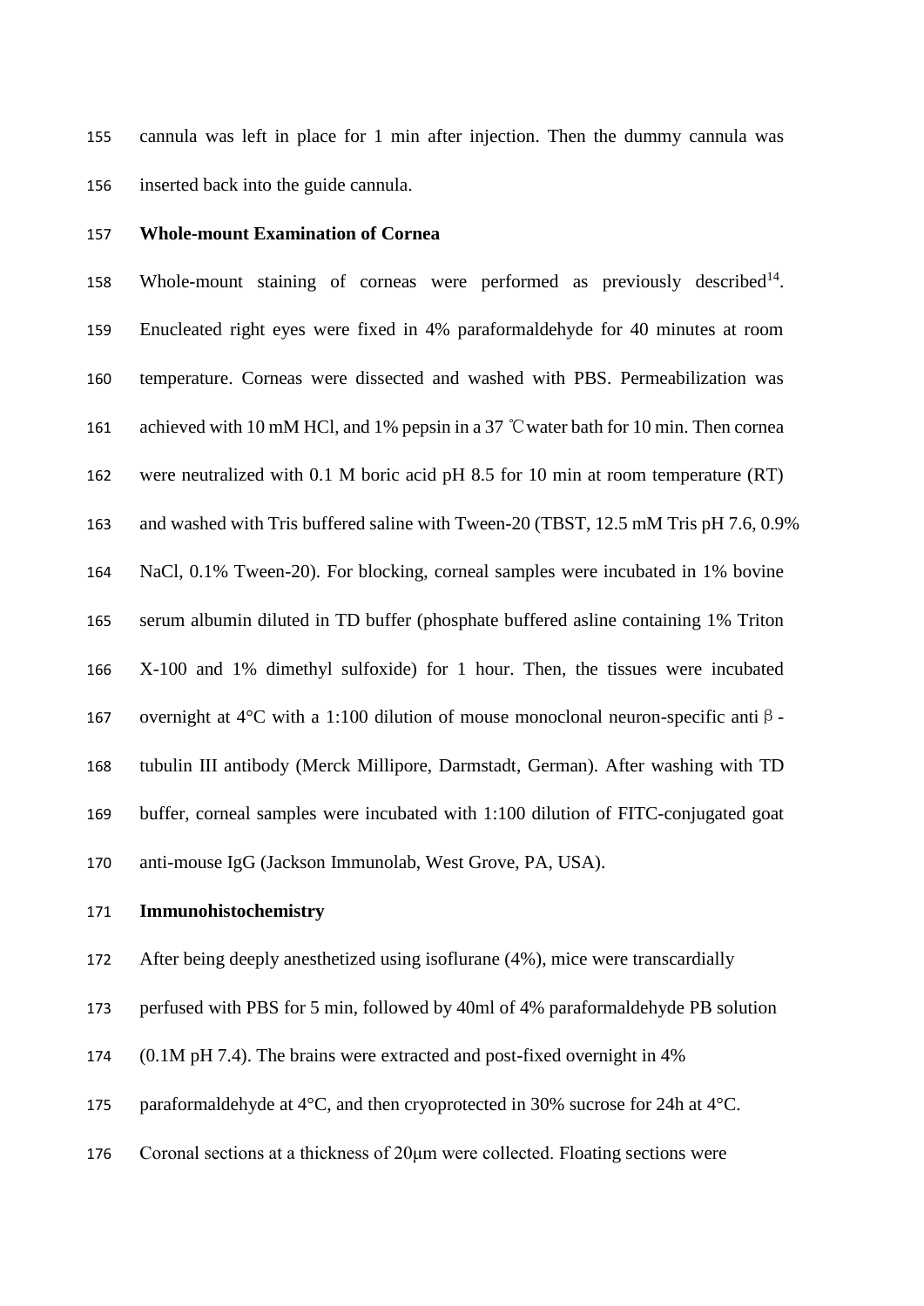cannula was left in place for 1 min after injection. Then the dummy cannula was inserted back into the guide cannula.

**Whole-mount Examination of Cornea**

Whole-mount staining of corneas were performed as previously described[14]. Enucleated right eyes were fixed in 4% paraformaldehyde for 40 minutes at room temperature. Corneas were dissected and washed with PBS. Permeabilization was achieved with 10 mM HCl, and 1% pepsin in a 37 ℃ water bath for 10 min. Then cornea were neutralized with 0.1 M boric acid pH 8.5 for 10 min at room temperature (RT) and washed with Tris buffered saline with Tween-20 (TBST, 12.5 mM Tris pH 7.6, 0.9% NaCl, 0.1% Tween-20). For blocking, corneal samples were incubated in 1% bovine serum albumin diluted in TD buffer (phosphate buffered asline containing 1% Triton X-100 and 1% dimethyl sulfoxide) for 1 hour. Then, the tissues were incubated overnight at 4°C with a 1:100 dilution of mouse monoclonal neuron-specific anti β-tubulin III antibody (Merck Millipore, Darmstadt, German). After washing with TD buffer, corneal samples were incubated with 1:100 dilution of FITC-conjugated goat anti-mouse IgG (Jackson Immunolab, West Grove, PA, USA).

**Immunohistochemistry**

After being deeply anesthetized using isoflurane (4%), mice were transcardially perfused with PBS for 5 min, followed by 40ml of 4% paraformaldehyde PB solution (0.1M pH 7.4). The brains were extracted and post-fixed overnight in 4% paraformaldehyde at 4°C, and then cryoprotected in 30% sucrose for 24h at 4°C. Coronal sections at a thickness of 20μm were collected. Floating sections were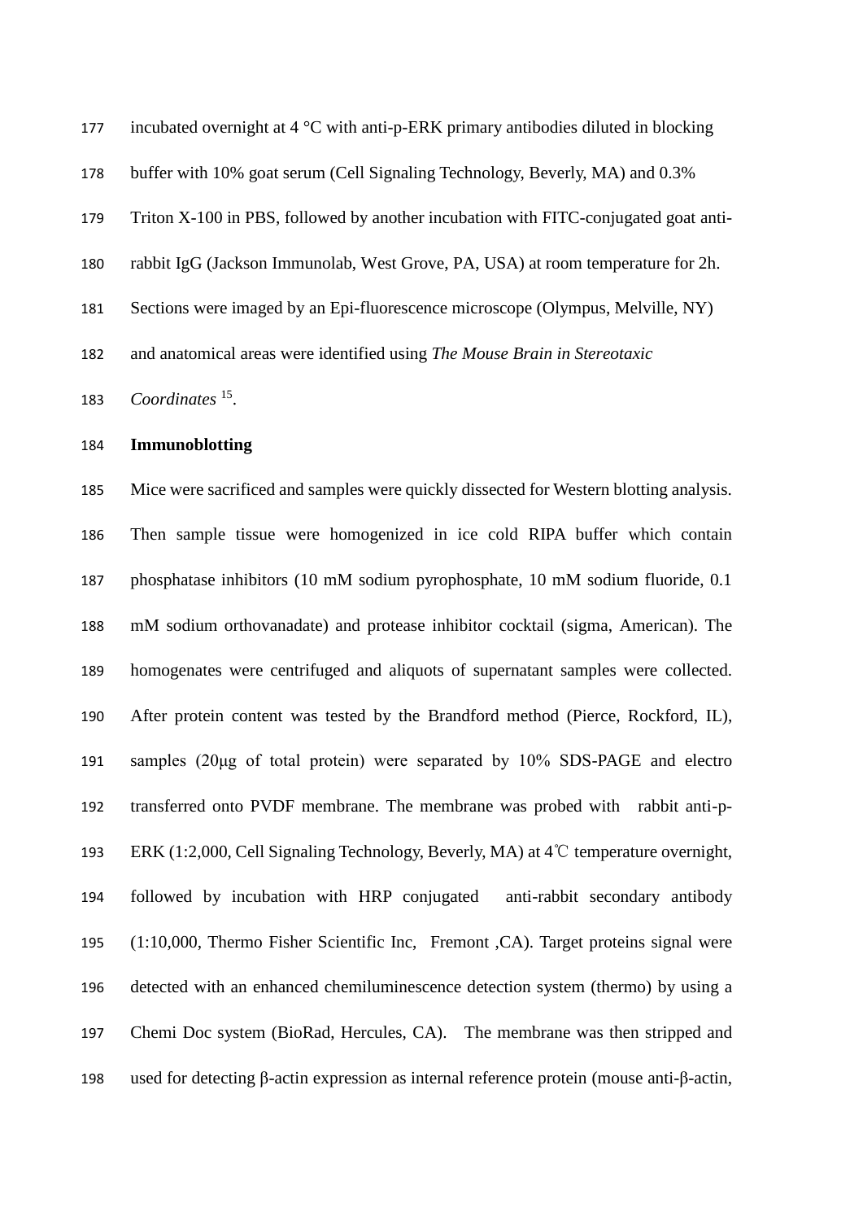incubated overnight at 4 °C with anti-p-ERK primary antibodies diluted in blocking buffer with 10% goat serum (Cell Signaling Technology, Beverly, MA) and 0.3% Triton X-100 in PBS, followed by another incubation with FITC-conjugated goat anti-rabbit IgG (Jackson Immunolab, West Grove, PA, USA) at room temperature for 2h. Sections were imaged by an Epi-fluorescence microscope (Olympus, Melville, NY) and anatomical areas were identified using *The Mouse Brain in Stereotaxic Coordinates* [15].

**Immunoblotting**

Mice were sacrificed and samples were quickly dissected for Western blotting analysis. Then sample tissue were homogenized in ice cold RIPA buffer which contain phosphatase inhibitors (10 mM sodium pyrophosphate, 10 mM sodium fluoride, 0.1 mM sodium orthovanadate) and protease inhibitor cocktail (sigma, American). The homogenates were centrifuged and aliquots of supernatant samples were collected. After protein content was tested by the Brandford method (Pierce, Rockford, IL), samples (20μg of total protein) were separated by 10% SDS-PAGE and electro transferred onto PVDF membrane. The membrane was probed with rabbit anti-p-ERK (1:2,000, Cell Signaling Technology, Beverly, MA) at 4℃ temperature overnight, followed by incubation with HRP conjugated anti-rabbit secondary antibody (1:10,000, Thermo Fisher Scientific Inc, Fremont ,CA). Target proteins signal were detected with an enhanced chemiluminescence detection system (thermo) by using a Chemi Doc system (BioRad, Hercules, CA). The membrane was then stripped and used for detecting β-actin expression as internal reference protein (mouse anti-β-actin,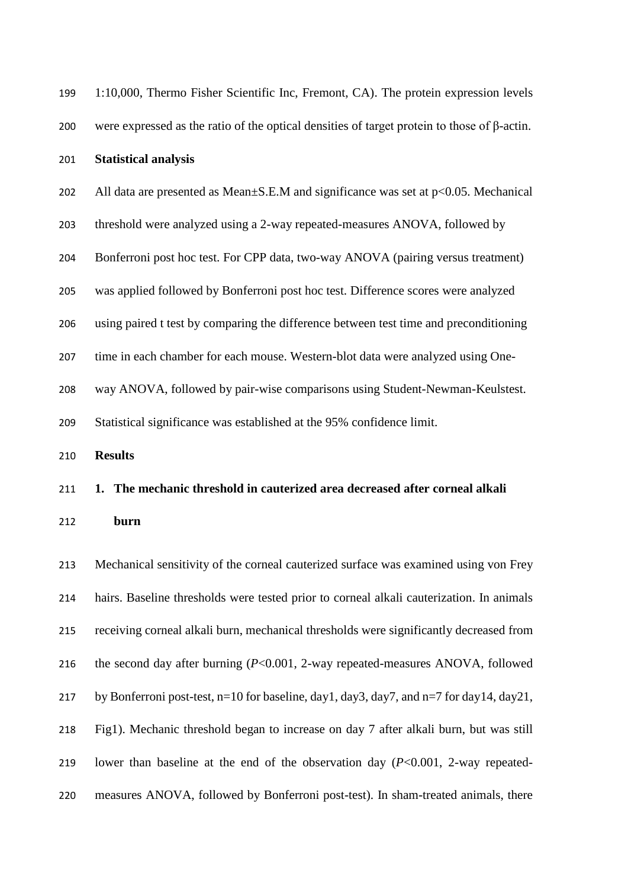1:10,000, Thermo Fisher Scientific Inc, Fremont, CA). The protein expression levels were expressed as the ratio of the optical densities of target protein to those of β-actin.

**Statistical analysis**

All data are presented as Mean±S.E.M and significance was set at $p<0.05$. Mechanical threshold were analyzed using a 2-way repeated-measures ANOVA, followed by Bonferroni post hoc test. For CPP data, two-way ANOVA (pairing versus treatment) was applied followed by Bonferroni post hoc test. Difference scores were analyzed using paired t test by comparing the difference between test time and preconditioning time in each chamber for each mouse. Western-blot data were analyzed using One-way ANOVA, followed by pair-wise comparisons using Student-Newman-Keulstest. Statistical significance was established at the 95% confidence limit.

## Results

### 1. The mechanic threshold in cauterized area decreased after corneal alkali burn

Mechanical sensitivity of the corneal cauterized surface was examined using von Frey hairs. Baseline thresholds were tested prior to corneal alkali cauterization. In animals receiving corneal alkali burn, mechanical thresholds were significantly decreased from the second day after burning ($P<0.001$, 2-way repeated-measures ANOVA, followed by Bonferroni post-test, n=10 for baseline, day1, day3, day7, and n=7 for day14, day21, Fig1). Mechanic threshold began to increase on day 7 after alkali burn, but was still lower than baseline at the end of the observation day ($P<0.001$, 2-way repeated-measures ANOVA, followed by Bonferroni post-test). In sham-treated animals, there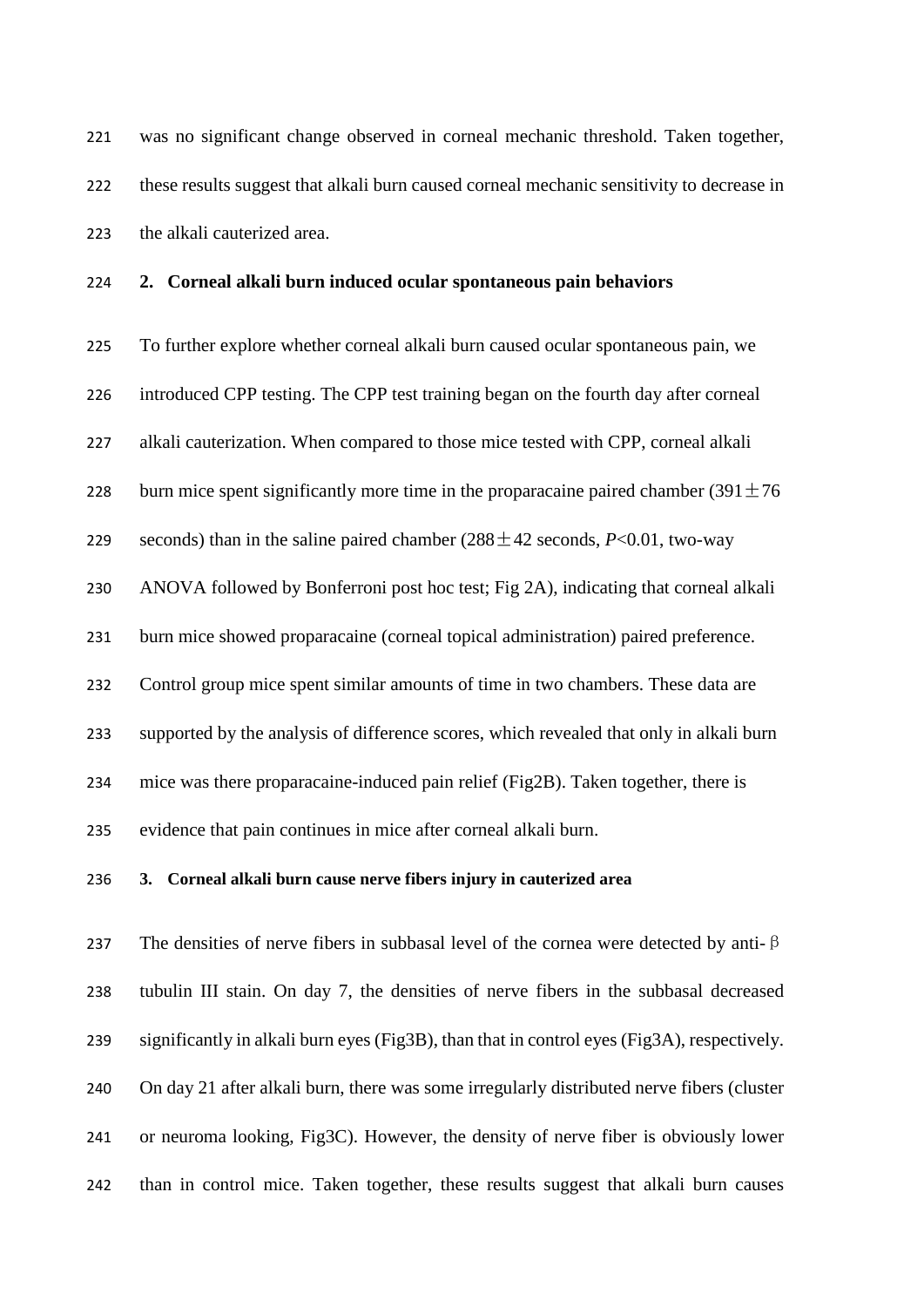was no significant change observed in corneal mechanic threshold. Taken together, these results suggest that alkali burn caused corneal mechanic sensitivity to decrease in the alkali cauterized area.

## 2. Corneal alkali burn induced ocular spontaneous pain behaviors

To further explore whether corneal alkali burn caused ocular spontaneous pain, we introduced CPP testing. The CPP test training began on the fourth day after corneal alkali cauterization. When compared to those mice tested with CPP, corneal alkali burn mice spent significantly more time in the proparacaine paired chamber (391 ± 76 seconds) than in the saline paired chamber (288 ± 42 seconds, $P<0.01$, two-way ANOVA followed by Bonferroni post hoc test; Fig 2A), indicating that corneal alkali burn mice showed proparacaine (corneal topical administration) paired preference. Control group mice spent similar amounts of time in two chambers. These data are supported by the analysis of difference scores, which revealed that only in alkali burn mice was there proparacaine-induced pain relief (Fig2B). Taken together, there is evidence that pain continues in mice after corneal alkali burn.

## 3. Corneal alkali burn cause nerve fibers injury in cauterized area

The densities of nerve fibers in subbasal level of the cornea were detected by anti-β tubulin III stain. On day 7, the densities of nerve fibers in the subbasal decreased significantly in alkali burn eyes (Fig3B), than that in control eyes (Fig3A), respectively. On day 21 after alkali burn, there was some irregularly distributed nerve fibers (cluster or neuroma looking, Fig3C). However, the density of nerve fiber is obviously lower than in control mice. Taken together, these results suggest that alkali burn causes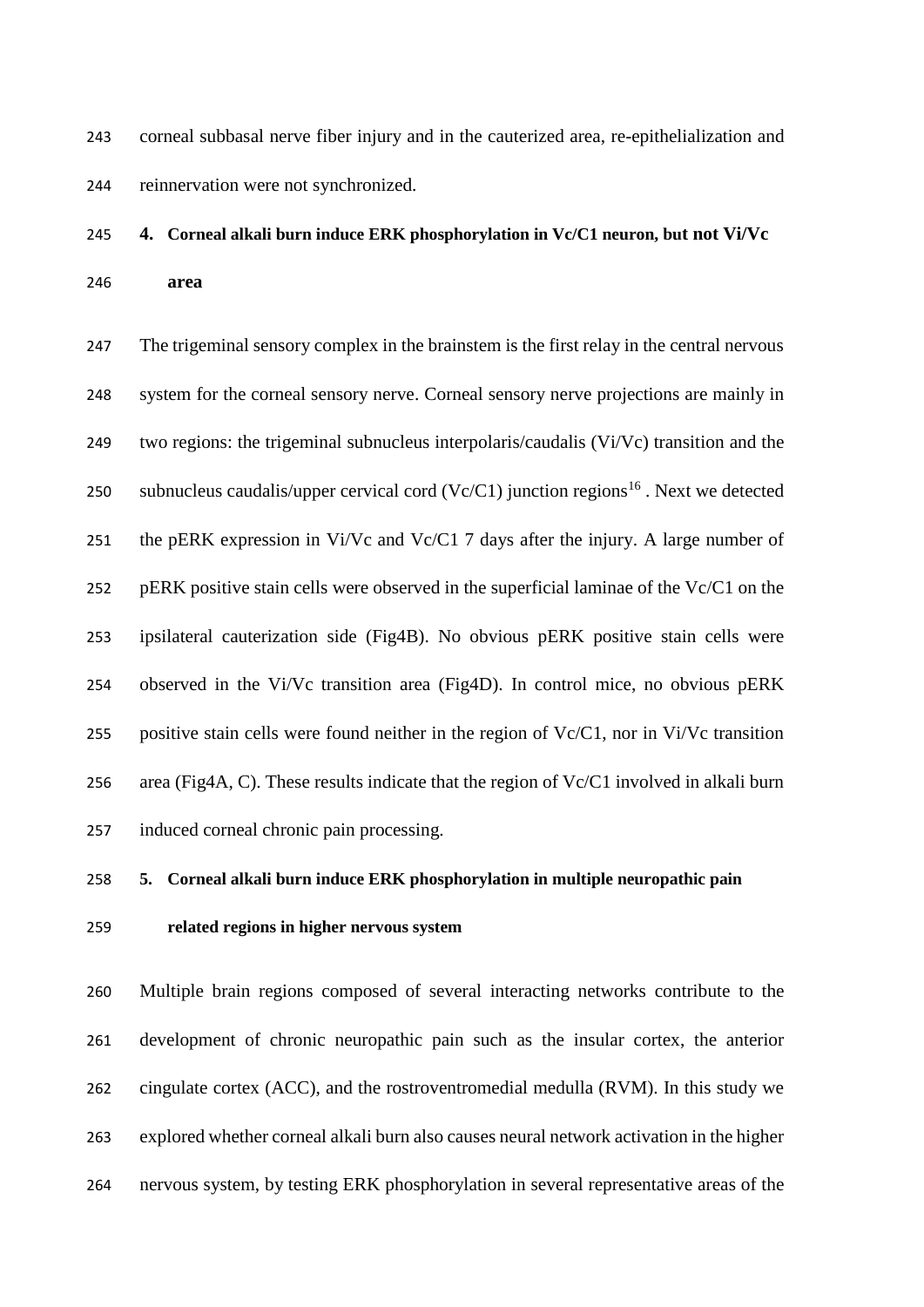corneal subbasal nerve fiber injury and in the cauterized area, re-epithelialization and reinnervation were not synchronized.

## 4. Corneal alkali burn induce ERK phosphorylation in Vc/C1 neuron, but not Vi/Vc area

The trigeminal sensory complex in the brainstem is the first relay in the central nervous system for the corneal sensory nerve. Corneal sensory nerve projections are mainly in two regions: the trigeminal subnucleus interpolaris/caudalis (Vi/Vc) transition and the subnucleus caudalis/upper cervical cord (Vc/C1) junction regions[16] . Next we detected the pERK expression in Vi/Vc and Vc/C1 7 days after the injury. A large number of pERK positive stain cells were observed in the superficial laminae of the Vc/C1 on the ipsilateral cauterization side (Fig4B). No obvious pERK positive stain cells were observed in the Vi/Vc transition area (Fig4D). In control mice, no obvious pERK positive stain cells were found neither in the region of Vc/C1, nor in Vi/Vc transition area (Fig4A, C). These results indicate that the region of Vc/C1 involved in alkali burn induced corneal chronic pain processing.

## 5. Corneal alkali burn induce ERK phosphorylation in multiple neuropathic pain related regions in higher nervous system

Multiple brain regions composed of several interacting networks contribute to the development of chronic neuropathic pain such as the insular cortex, the anterior cingulate cortex (ACC), and the rostroventromedial medulla (RVM). In this study we explored whether corneal alkali burn also causes neural network activation in the higher nervous system, by testing ERK phosphorylation in several representative areas of the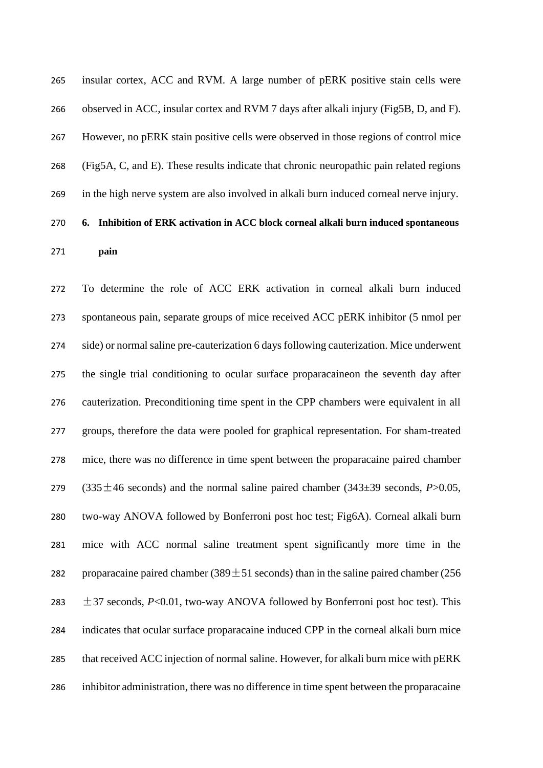insular cortex, ACC and RVM. A large number of pERK positive stain cells were observed in ACC, insular cortex and RVM 7 days after alkali injury (Fig5B, D, and F). However, no pERK stain positive cells were observed in those regions of control mice (Fig5A, C, and E). These results indicate that chronic neuropathic pain related regions in the high nerve system are also involved in alkali burn induced corneal nerve injury.

**6. Inhibition of ERK activation in ACC block corneal alkali burn induced spontaneous pain**

To determine the role of ACC ERK activation in corneal alkali burn induced spontaneous pain, separate groups of mice received ACC pERK inhibitor (5 nmol per side) or normal saline pre-cauterization 6 days following cauterization. Mice underwent the single trial conditioning to ocular surface proparacaineon the seventh day after cauterization. Preconditioning time spent in the CPP chambers were equivalent in all groups, therefore the data were pooled for graphical representation. For sham-treated mice, there was no difference in time spent between the proparacaine paired chamber (335±46 seconds) and the normal saline paired chamber (343±39 seconds, $P$>0.05, two-way ANOVA followed by Bonferroni post hoc test; Fig6A). Corneal alkali burn mice with ACC normal saline treatment spent significantly more time in the proparacaine paired chamber (389±51 seconds) than in the saline paired chamber (256 ±37 seconds, $P$<0.01, two-way ANOVA followed by Bonferroni post hoc test). This indicates that ocular surface proparacaine induced CPP in the corneal alkali burn mice that received ACC injection of normal saline. However, for alkali burn mice with pERK inhibitor administration, there was no difference in time spent between the proparacaine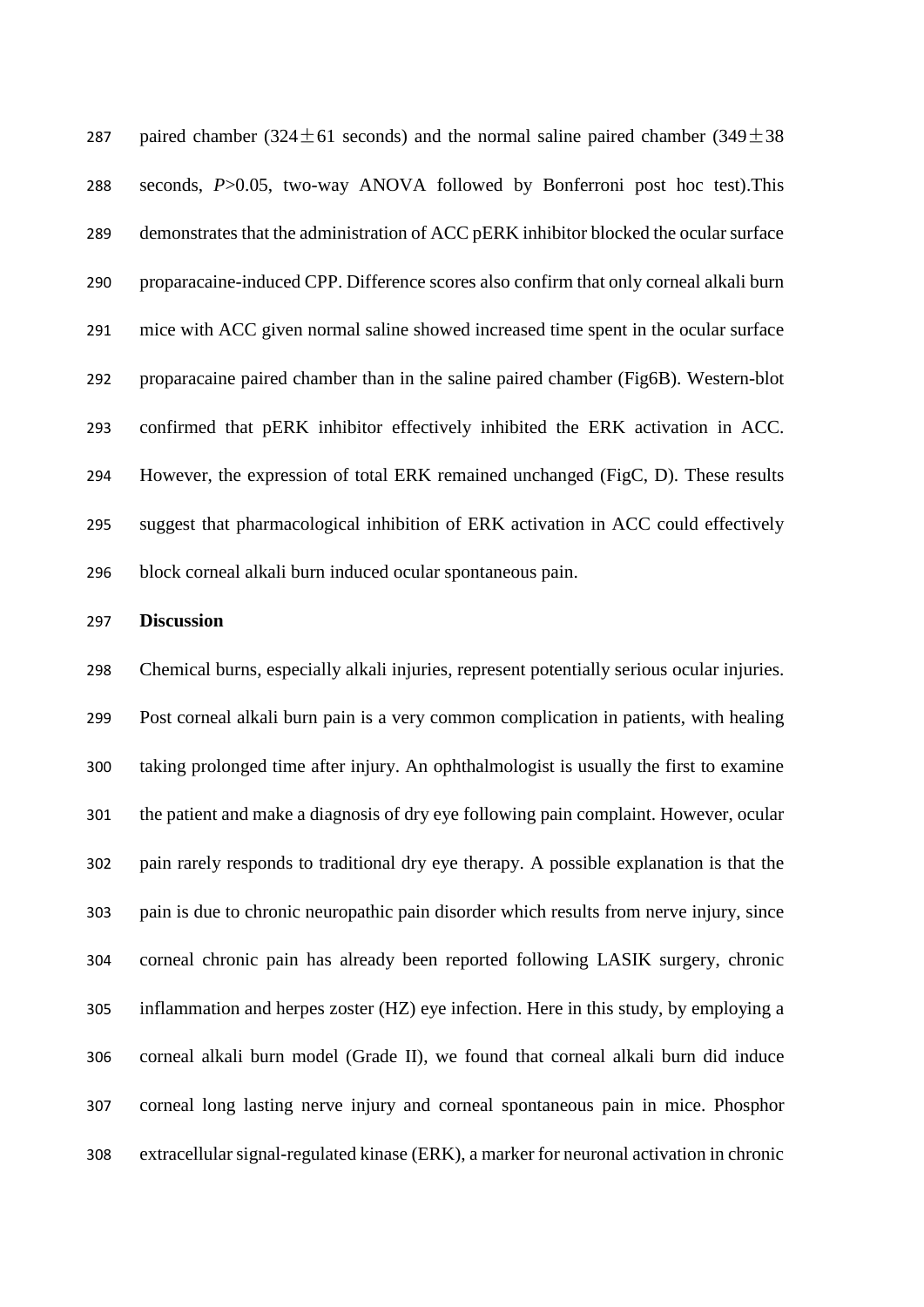paired chamber (324±61 seconds) and the normal saline paired chamber (349±38 seconds, $P$>0.05, two-way ANOVA followed by Bonferroni post hoc test).This demonstrates that the administration of ACC pERK inhibitor blocked the ocular surface proparacaine-induced CPP. Difference scores also confirm that only corneal alkali burn mice with ACC given normal saline showed increased time spent in the ocular surface proparacaine paired chamber than in the saline paired chamber (Fig6B). Western-blot confirmed that pERK inhibitor effectively inhibited the ERK activation in ACC. However, the expression of total ERK remained unchanged (FigC, D). These results suggest that pharmacological inhibition of ERK activation in ACC could effectively block corneal alkali burn induced ocular spontaneous pain.

## Discussion

Chemical burns, especially alkali injuries, represent potentially serious ocular injuries. Post corneal alkali burn pain is a very common complication in patients, with healing taking prolonged time after injury. An ophthalmologist is usually the first to examine the patient and make a diagnosis of dry eye following pain complaint. However, ocular pain rarely responds to traditional dry eye therapy. A possible explanation is that the pain is due to chronic neuropathic pain disorder which results from nerve injury, since corneal chronic pain has already been reported following LASIK surgery, chronic inflammation and herpes zoster (HZ) eye infection. Here in this study, by employing a corneal alkali burn model (Grade II), we found that corneal alkali burn did induce corneal long lasting nerve injury and corneal spontaneous pain in mice. Phosphor extracellular signal-regulated kinase (ERK), a marker for neuronal activation in chronic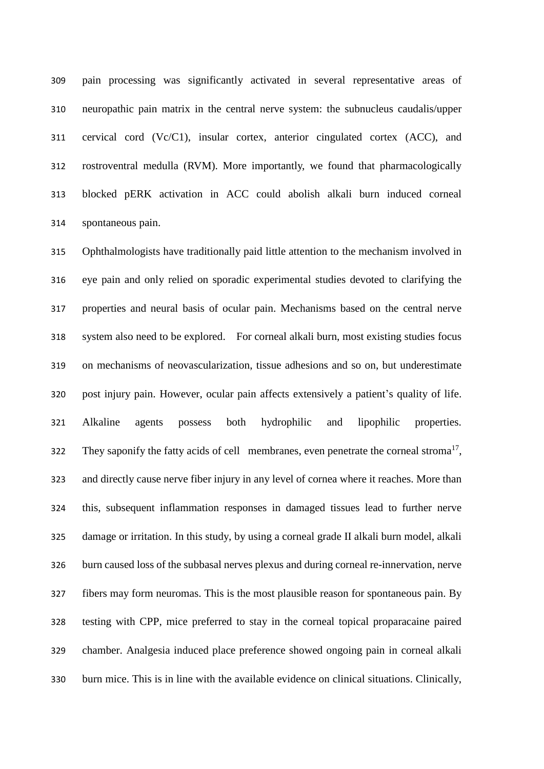pain processing was significantly activated in several representative areas of neuropathic pain matrix in the central nerve system: the subnucleus caudalis/upper cervical cord (Vc/C1), insular cortex, anterior cingulated cortex (ACC), and rostroventral medulla (RVM). More importantly, we found that pharmacologically blocked pERK activation in ACC could abolish alkali burn induced corneal spontaneous pain.

Ophthalmologists have traditionally paid little attention to the mechanism involved in eye pain and only relied on sporadic experimental studies devoted to clarifying the properties and neural basis of ocular pain. Mechanisms based on the central nerve system also need to be explored. For corneal alkali burn, most existing studies focus on mechanisms of neovascularization, tissue adhesions and so on, but underestimate post injury pain. However, ocular pain affects extensively a patient's quality of life. Alkaline agents possess both hydrophilic and lipophilic properties. They saponify the fatty acids of cell membranes, even penetrate the corneal stroma[17], and directly cause nerve fiber injury in any level of cornea where it reaches. More than this, subsequent inflammation responses in damaged tissues lead to further nerve damage or irritation. In this study, by using a corneal grade II alkali burn model, alkali burn caused loss of the subbasal nerves plexus and during corneal re-innervation, nerve fibers may form neuromas. This is the most plausible reason for spontaneous pain. By testing with CPP, mice preferred to stay in the corneal topical proparacaine paired chamber. Analgesia induced place preference showed ongoing pain in corneal alkali burn mice. This is in line with the available evidence on clinical situations. Clinically,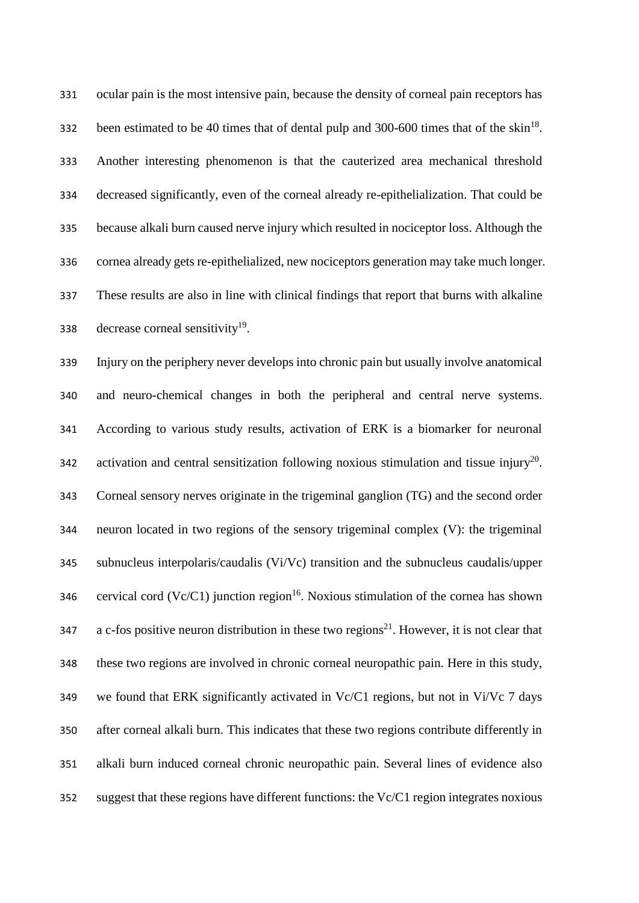ocular pain is the most intensive pain, because the density of corneal pain receptors has been estimated to be 40 times that of dental pulp and 300-600 times that of the skin[18]. Another interesting phenomenon is that the cauterized area mechanical threshold decreased significantly, even of the corneal already re-epithelialization. That could be because alkali burn caused nerve injury which resulted in nociceptor loss. Although the cornea already gets re-epithelialized, new nociceptors generation may take much longer. These results are also in line with clinical findings that report that burns with alkaline decrease corneal sensitivity[19].

Injury on the periphery never develops into chronic pain but usually involve anatomical and neuro-chemical changes in both the peripheral and central nerve systems. According to various study results, activation of ERK is a biomarker for neuronal activation and central sensitization following noxious stimulation and tissue injury[20]. Corneal sensory nerves originate in the trigeminal ganglion (TG) and the second order neuron located in two regions of the sensory trigeminal complex (V): the trigeminal subnucleus interpolaris/caudalis (Vi/Vc) transition and the subnucleus caudalis/upper cervical cord (Vc/C1) junction region[16]. Noxious stimulation of the cornea has shown a c-fos positive neuron distribution in these two regions[21]. However, it is not clear that these two regions are involved in chronic corneal neuropathic pain. Here in this study, we found that ERK significantly activated in Vc/C1 regions, but not in Vi/Vc 7 days after corneal alkali burn. This indicates that these two regions contribute differently in alkali burn induced corneal chronic neuropathic pain. Several lines of evidence also suggest that these regions have different functions: the Vc/C1 region integrates noxious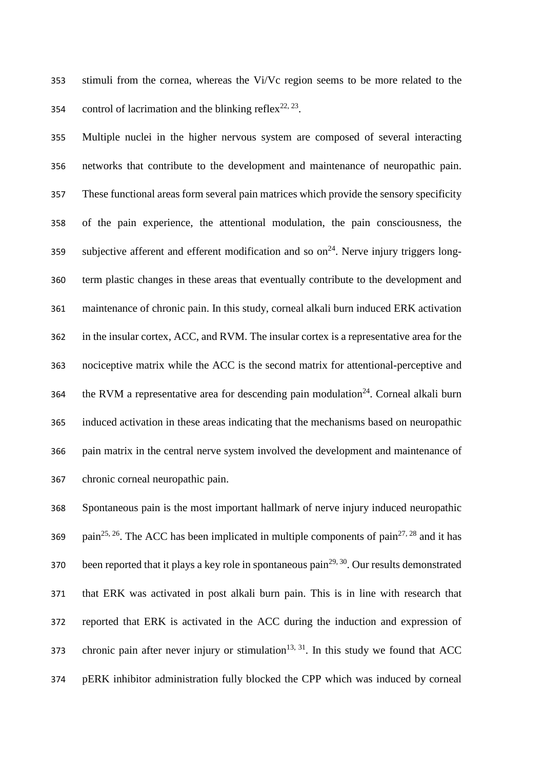stimuli from the cornea, whereas the Vi/Vc region seems to be more related to the control of lacrimation and the blinking reflex[22, 23].

Multiple nuclei in the higher nervous system are composed of several interacting networks that contribute to the development and maintenance of neuropathic pain. These functional areas form several pain matrices which provide the sensory specificity of the pain experience, the attentional modulation, the pain consciousness, the subjective afferent and efferent modification and so on[24]. Nerve injury triggers long-term plastic changes in these areas that eventually contribute to the development and maintenance of chronic pain. In this study, corneal alkali burn induced ERK activation in the insular cortex, ACC, and RVM. The insular cortex is a representative area for the nociceptive matrix while the ACC is the second matrix for attentional-perceptive and the RVM a representative area for descending pain modulation[24]. Corneal alkali burn induced activation in these areas indicating that the mechanisms based on neuropathic pain matrix in the central nerve system involved the development and maintenance of chronic corneal neuropathic pain.

Spontaneous pain is the most important hallmark of nerve injury induced neuropathic pain[25, 26]. The ACC has been implicated in multiple components of pain[27, 28] and it has been reported that it plays a key role in spontaneous pain[29, 30]. Our results demonstrated that ERK was activated in post alkali burn pain. This is in line with research that reported that ERK is activated in the ACC during the induction and expression of chronic pain after never injury or stimulation[13, 31]. In this study we found that ACC pERK inhibitor administration fully blocked the CPP which was induced by corneal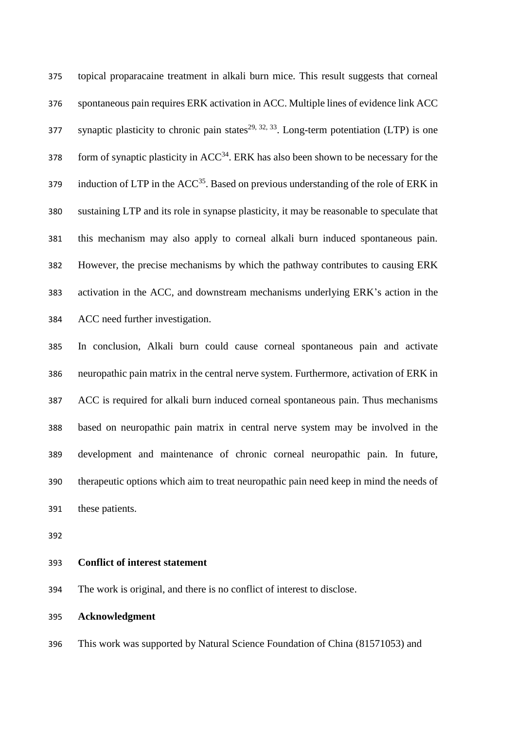topical proparacaine treatment in alkali burn mice. This result suggests that corneal spontaneous pain requires ERK activation in ACC. Multiple lines of evidence link ACC synaptic plasticity to chronic pain states[29, 32, 33]. Long-term potentiation (LTP) is one form of synaptic plasticity in ACC[34]. ERK has also been shown to be necessary for the induction of LTP in the ACC[35]. Based on previous understanding of the role of ERK in sustaining LTP and its role in synapse plasticity, it may be reasonable to speculate that this mechanism may also apply to corneal alkali burn induced spontaneous pain. However, the precise mechanisms by which the pathway contributes to causing ERK activation in the ACC, and downstream mechanisms underlying ERK's action in the ACC need further investigation.

In conclusion, Alkali burn could cause corneal spontaneous pain and activate neuropathic pain matrix in the central nerve system. Furthermore, activation of ERK in ACC is required for alkali burn induced corneal spontaneous pain. Thus mechanisms based on neuropathic pain matrix in central nerve system may be involved in the development and maintenance of chronic corneal neuropathic pain. In future, therapeutic options which aim to treat neuropathic pain need keep in mind the needs of these patients.

**Conflict of interest statement**

The work is original, and there is no conflict of interest to disclose.

**Acknowledgment**

This work was supported by Natural Science Foundation of China (81571053) and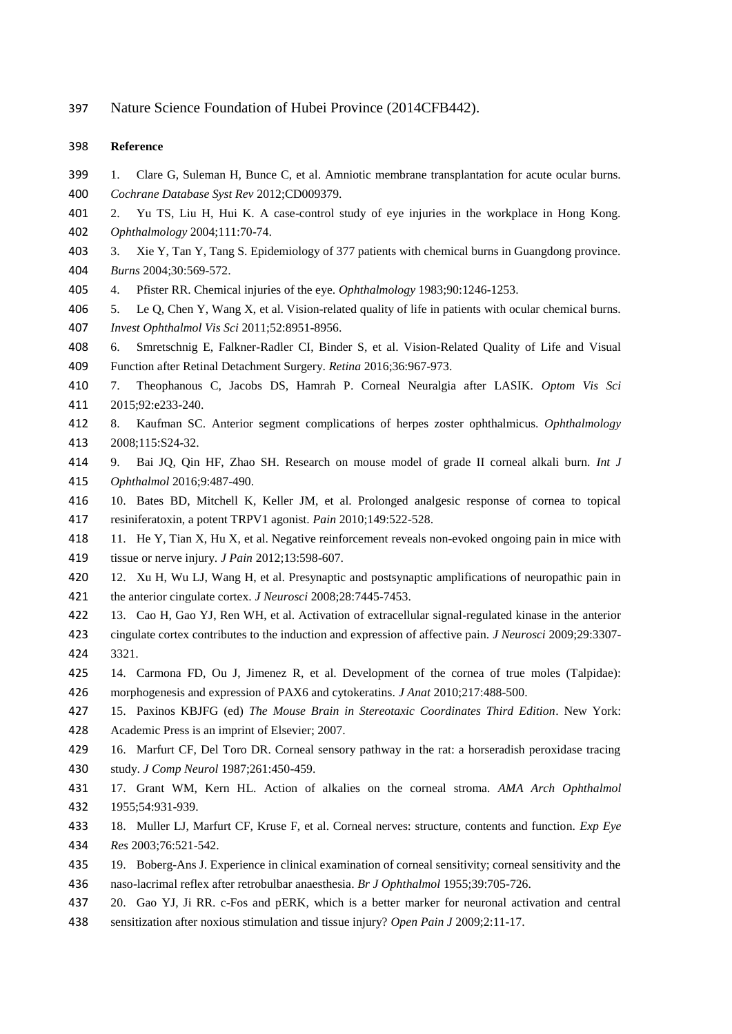Nature Science Foundation of Hubei Province (2014CFB442).

**Reference**

1. Clare G, Suleman H, Bunce C, et al. Amniotic membrane transplantation for acute ocular burns. *Cochrane Database Syst Rev* 2012;CD009379.
2. Yu TS, Liu H, Hui K. A case-control study of eye injuries in the workplace in Hong Kong. *Ophthalmology* 2004;111:70-74.
3. Xie Y, Tan Y, Tang S. Epidemiology of 377 patients with chemical burns in Guangdong province. *Burns* 2004;30:569-572.
4. Pfister RR. Chemical injuries of the eye. *Ophthalmology* 1983;90:1246-1253.
5. Le Q, Chen Y, Wang X, et al. Vision-related quality of life in patients with ocular chemical burns. *Invest Ophthalmol Vis Sci* 2011;52:8951-8956.
6. Smretschnig E, Falkner-Radler CI, Binder S, et al. Vision-Related Quality of Life and Visual Function after Retinal Detachment Surgery. *Retina* 2016;36:967-973.
7. Theophanous C, Jacobs DS, Hamrah P. Corneal Neuralgia after LASIK. *Optom Vis Sci* 2015;92:e233-240.
8. Kaufman SC. Anterior segment complications of herpes zoster ophthalmicus. *Ophthalmology* 2008;115:S24-32.
9. Bai JQ, Qin HF, Zhao SH. Research on mouse model of grade II corneal alkali burn. *Int J Ophthalmol* 2016;9:487-490.
10. Bates BD, Mitchell K, Keller JM, et al. Prolonged analgesic response of cornea to topical resiniferatoxin, a potent TRPV1 agonist. *Pain* 2010;149:522-528.
11. He Y, Tian X, Hu X, et al. Negative reinforcement reveals non-evoked ongoing pain in mice with tissue or nerve injury. *J Pain* 2012;13:598-607.
12. Xu H, Wu LJ, Wang H, et al. Presynaptic and postsynaptic amplifications of neuropathic pain in the anterior cingulate cortex. *J Neurosci* 2008;28:7445-7453.
13. Cao H, Gao YJ, Ren WH, et al. Activation of extracellular signal-regulated kinase in the anterior cingulate cortex contributes to the induction and expression of affective pain. *J Neurosci* 2009;29:3307-3321.
14. Carmona FD, Ou J, Jimenez R, et al. Development of the cornea of true moles (Talpidae): morphogenesis and expression of PAX6 and cytokeratins. *J Anat* 2010;217:488-500.
15. Paxinos KBJFG (ed) *The Mouse Brain in Stereotaxic Coordinates Third Edition*. New York: Academic Press is an imprint of Elsevier; 2007.
16. Marfurt CF, Del Toro DR. Corneal sensory pathway in the rat: a horseradish peroxidase tracing study. *J Comp Neurol* 1987;261:450-459.
17. Grant WM, Kern HL. Action of alkalies on the corneal stroma. *AMA Arch Ophthalmol* 1955;54:931-939.
18. Muller LJ, Marfurt CF, Kruse F, et al. Corneal nerves: structure, contents and function. *Exp Eye Res* 2003;76:521-542.
19. Boberg-Ans J. Experience in clinical examination of corneal sensitivity; corneal sensitivity and the naso-lacrimal reflex after retrobulbar anaesthesia. *Br J Ophthalmol* 1955;39:705-726.
20. Gao YJ, Ji RR. c-Fos and pERK, which is a better marker for neuronal activation and central sensitization after noxious stimulation and tissue injury? *Open Pain J* 2009;2:11-17.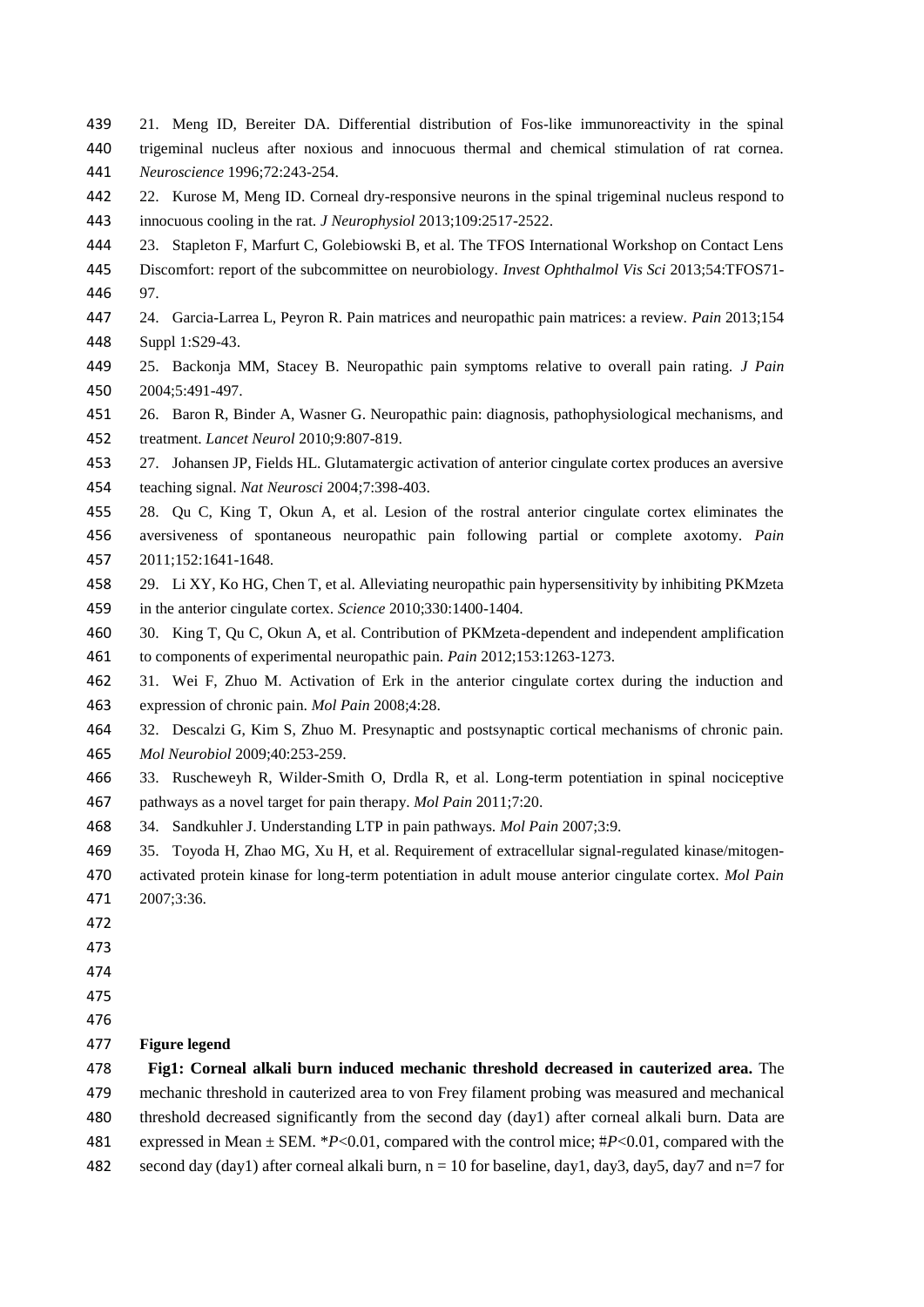21. Meng ID, Bereiter DA. Differential distribution of Fos-like immunoreactivity in the spinal trigeminal nucleus after noxious and innocuous thermal and chemical stimulation of rat cornea. *Neuroscience* 1996;72:243-254.

22. Kurose M, Meng ID. Corneal dry-responsive neurons in the spinal trigeminal nucleus respond to innocuous cooling in the rat. *J Neurophysiol* 2013;109:2517-2522.

23. Stapleton F, Marfurt C, Golebiowski B, et al. The TFOS International Workshop on Contact Lens Discomfort: report of the subcommittee on neurobiology. *Invest Ophthalmol Vis Sci* 2013;54:TFOS71-97.

24. Garcia-Larrea L, Peyron R. Pain matrices and neuropathic pain matrices: a review. *Pain* 2013;154 Suppl 1:S29-43.

25. Backonja MM, Stacey B. Neuropathic pain symptoms relative to overall pain rating. *J Pain* 2004;5:491-497.

26. Baron R, Binder A, Wasner G. Neuropathic pain: diagnosis, pathophysiological mechanisms, and treatment. *Lancet Neurol* 2010;9:807-819.

27. Johansen JP, Fields HL. Glutamatergic activation of anterior cingulate cortex produces an aversive teaching signal. *Nat Neurosci* 2004;7:398-403.

28. Qu C, King T, Okun A, et al. Lesion of the rostral anterior cingulate cortex eliminates the aversiveness of spontaneous neuropathic pain following partial or complete axotomy. *Pain* 2011;152:1641-1648.

29. Li XY, Ko HG, Chen T, et al. Alleviating neuropathic pain hypersensitivity by inhibiting PKMzeta in the anterior cingulate cortex. *Science* 2010;330:1400-1404.

30. King T, Qu C, Okun A, et al. Contribution of PKMzeta-dependent and independent amplification to components of experimental neuropathic pain. *Pain* 2012;153:1263-1273.

31. Wei F, Zhuo M. Activation of Erk in the anterior cingulate cortex during the induction and expression of chronic pain. *Mol Pain* 2008;4:28.

32. Descalzi G, Kim S, Zhuo M. Presynaptic and postsynaptic cortical mechanisms of chronic pain. *Mol Neurobiol* 2009;40:253-259.

33. Ruscheweyh R, Wilder-Smith O, Drdla R, et al. Long-term potentiation in spinal nociceptive pathways as a novel target for pain therapy. *Mol Pain* 2011;7:20.

34. Sandkuhler J. Understanding LTP in pain pathways. *Mol Pain* 2007;3:9.

35. Toyoda H, Zhao MG, Xu H, et al. Requirement of extracellular signal-regulated kinase/mitogen-activated protein kinase for long-term potentiation in adult mouse anterior cingulate cortex. *Mol Pain* 2007;3:36.

## Figure legend

**Fig1: Corneal alkali burn induced mechanic threshold decreased in cauterized area.** The mechanic threshold in cauterized area to von Frey filament probing was measured and mechanical threshold decreased significantly from the second day (day1) after corneal alkali burn. Data are expressed in Mean ± SEM. \**P*<0.01, compared with the control mice; #*P*<0.01, compared with the second day (day1) after corneal alkali burn, n = 10 for baseline, day1, day3, day5, day7 and n=7 for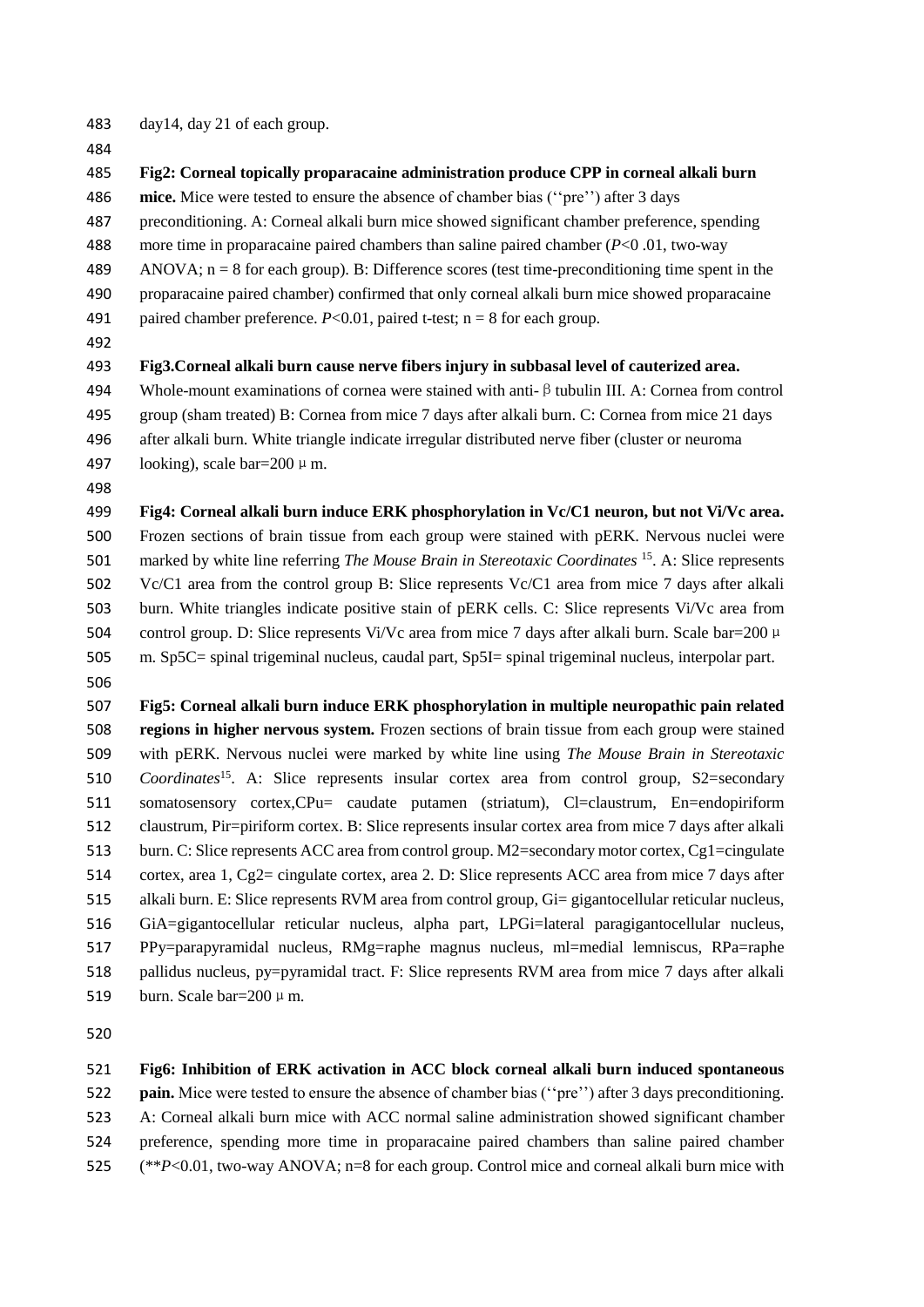day14, day 21 of each group.

**Fig2: Corneal topically proparacaine administration produce CPP in corneal alkali burn mice.** Mice were tested to ensure the absence of chamber bias (''pre'') after 3 days preconditioning. A: Corneal alkali burn mice showed significant chamber preference, spending more time in proparacaine paired chambers than saline paired chamber (*P*<0 .01, two-way ANOVA; n = 8 for each group). B: Difference scores (test time-preconditioning time spent in the proparacaine paired chamber) confirmed that only corneal alkali burn mice showed proparacaine paired chamber preference. *P*<0.01, paired t-test; n = 8 for each group.

**Fig3.Corneal alkali burn cause nerve fibers injury in subbasal level of cauterized area.** Whole-mount examinations of cornea were stained with anti-β tubulin III. A: Cornea from control group (sham treated) B: Cornea from mice 7 days after alkali burn. C: Cornea from mice 21 days after alkali burn. White triangle indicate irregular distributed nerve fiber (cluster or neuroma looking), scale bar=200 μm.

**Fig4: Corneal alkali burn induce ERK phosphorylation in Vc/C1 neuron, but not Vi/Vc area.** Frozen sections of brain tissue from each group were stained with pERK. Nervous nuclei were marked by white line referring *The Mouse Brain in Stereotaxic Coordinates* [15]. A: Slice represents Vc/C1 area from the control group B: Slice represents Vc/C1 area from mice 7 days after alkali burn. White triangles indicate positive stain of pERK cells. C: Slice represents Vi/Vc area from control group. D: Slice represents Vi/Vc area from mice 7 days after alkali burn. Scale bar=200 μm. Sp5C= spinal trigeminal nucleus, caudal part, Sp5I= spinal trigeminal nucleus, interpolar part.

**Fig5: Corneal alkali burn induce ERK phosphorylation in multiple neuropathic pain related regions in higher nervous system.** Frozen sections of brain tissue from each group were stained with pERK. Nervous nuclei were marked by white line using *The Mouse Brain in Stereotaxic Coordinates*[15]. A: Slice represents insular cortex area from control group, S2=secondary somatosensory cortex,CPu= caudate putamen (striatum), Cl=claustrum, En=endopiriform claustrum, Pir=piriform cortex. B: Slice represents insular cortex area from mice 7 days after alkali burn. C: Slice represents ACC area from control group. M2=secondary motor cortex, Cg1=cingulate cortex, area 1, Cg2= cingulate cortex, area 2. D: Slice represents ACC area from mice 7 days after alkali burn. E: Slice represents RVM area from control group, Gi= gigantocellular reticular nucleus, GiA=gigantocellular reticular nucleus, alpha part, LPGi=lateral paragigantocellular nucleus, PPy=parapyramidal nucleus, RMg=raphe magnus nucleus, ml=medial lemniscus, RPa=raphe pallidus nucleus, py=pyramidal tract. F: Slice represents RVM area from mice 7 days after alkali burn. Scale bar=200 μm.

**Fig6: Inhibition of ERK activation in ACC block corneal alkali burn induced spontaneous pain.** Mice were tested to ensure the absence of chamber bias (''pre'') after 3 days preconditioning. A: Corneal alkali burn mice with ACC normal saline administration showed significant chamber preference, spending more time in proparacaine paired chambers than saline paired chamber (***P*<0.01, two-way ANOVA; n=8 for each group. Control mice and corneal alkali burn mice with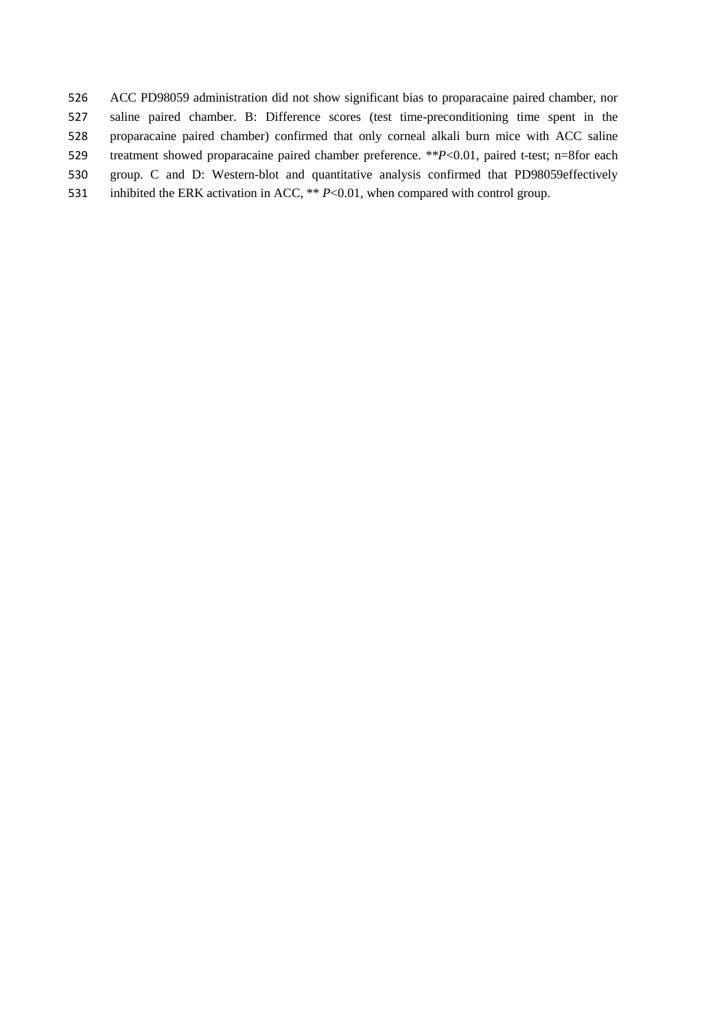ACC PD98059 administration did not show significant bias to proparacaine paired chamber, nor saline paired chamber. B: Difference scores (test time-preconditioning time spent in the proparacaine paired chamber) confirmed that only corneal alkali burn mice with ACC saline treatment showed proparacaine paired chamber preference. **$P<0.01$, paired t-test; n=8for each group. C and D: Western-blot and quantitative analysis confirmed that PD98059effectively inhibited the ERK activation in ACC, ** $P<0.01$, when compared with control group.